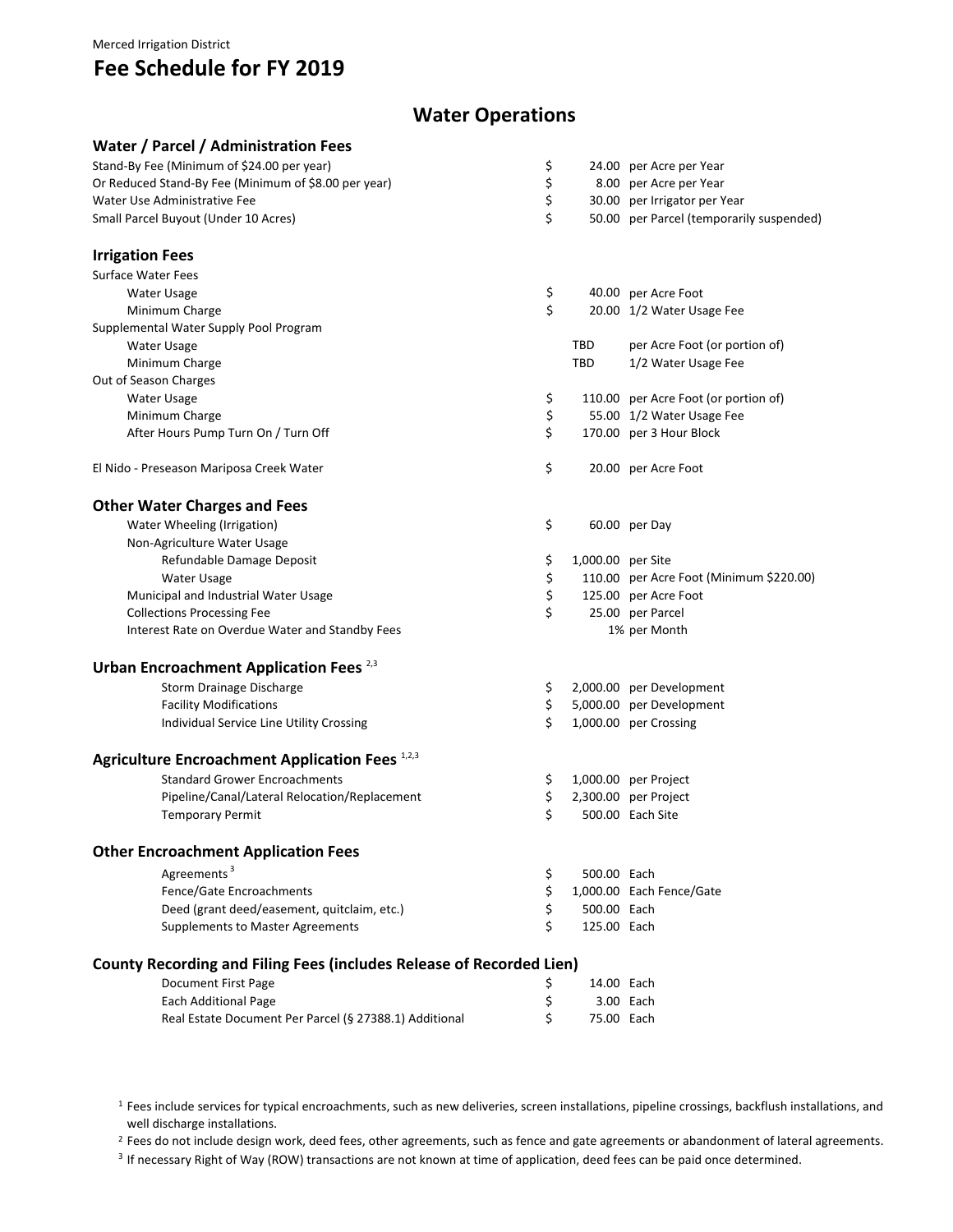Merced Irrigation District

# Fee Schedule for FY 2019

## Water Operations

### Water / Parcel / Administration Fees

| Fee | | Amount | Unit |
|---|---|---|---|
| Stand-By Fee (Minimum of $24.00 per year) | $ | 24.00 | per Acre per Year |
| Or Reduced Stand-By Fee (Minimum of $8.00 per year) | $ | 8.00 | per Acre per Year |
| Water Use Administrative Fee | $ | 30.00 | per Irrigator per Year |
| Small Parcel Buyout (Under 10 Acres) | $ | 50.00 | per Parcel (temporarily suspended) |

### Irrigation Fees

| Fee | | Amount | Unit |
|---|---|---|---|
| Surface Water Fees | | | |
| Water Usage | $ | 40.00 | per Acre Foot |
| Minimum Charge | $ | 20.00 | 1/2 Water Usage Fee |
| Supplemental Water Supply Pool Program | | | |
| Water Usage | | TBD | per Acre Foot (or portion of) |
| Minimum Charge | | TBD | 1/2 Water Usage Fee |
| Out of Season Charges | | | |
| Water Usage | $ | 110.00 | per Acre Foot (or portion of) |
| Minimum Charge | $ | 55.00 | 1/2 Water Usage Fee |
| After Hours Pump Turn On / Turn Off | $ | 170.00 | per 3 Hour Block |
| El Nido - Preseason Mariposa Creek Water | $ | 20.00 | per Acre Foot |

### Other Water Charges and Fees

| Fee | | Amount | Unit |
|---|---|---|---|
| Water Wheeling (Irrigation) | $ | 60.00 | per Day |
| Non-Agriculture Water Usage | | | |
| Refundable Damage Deposit | $ | 1,000.00 | per Site |
| Water Usage | $ | 110.00 | per Acre Foot (Minimum $220.00) |
| Municipal and Industrial Water Usage | $ | 125.00 | per Acre Foot |
| Collections Processing Fee | $ | 25.00 | per Parcel |
| Interest Rate on Overdue Water and Standby Fees | | 1% | per Month |

### Urban Encroachment Application Fees [2,3]

| Fee | | Amount | Unit |
|---|---|---|---|
| Storm Drainage Discharge | $ | 2,000.00 | per Development |
| Facility Modifications | $ | 5,000.00 | per Development |
| Individual Service Line Utility Crossing | $ | 1,000.00 | per Crossing |

### Agriculture Encroachment Application Fees [1,2,3]

| Fee | | Amount | Unit |
|---|---|---|---|
| Standard Grower Encroachments | $ | 1,000.00 | per Project |
| Pipeline/Canal/Lateral Relocation/Replacement | $ | 2,300.00 | per Project |
| Temporary Permit | $ | 500.00 | Each Site |

### Other Encroachment Application Fees

| Fee | | Amount | Unit |
|---|---|---|---|
| Agreements [3] | $ | 500.00 | Each |
| Fence/Gate Encroachments | $ | 1,000.00 | Each Fence/Gate |
| Deed (grant deed/easement, quitclaim, etc.) | $ | 500.00 | Each |
| Supplements to Master Agreements | $ | 125.00 | Each |

### County Recording and Filing Fees (includes Release of Recorded Lien)

| Fee | | Amount | Unit |
|---|---|---|---|
| Document First Page | $ | 14.00 | Each |
| Each Additional Page | $ | 3.00 | Each |
| Real Estate Document Per Parcel (§ 27388.1) Additional | $ | 75.00 | Each |

[1] Fees include services for typical encroachments, such as new deliveries, screen installations, pipeline crossings, backflush installations, and well discharge installations.

[2] Fees do not include design work, deed fees, other agreements, such as fence and gate agreements or abandonment of lateral agreements.

[3] If necessary Right of Way (ROW) transactions are not known at time of application, deed fees can be paid once determined.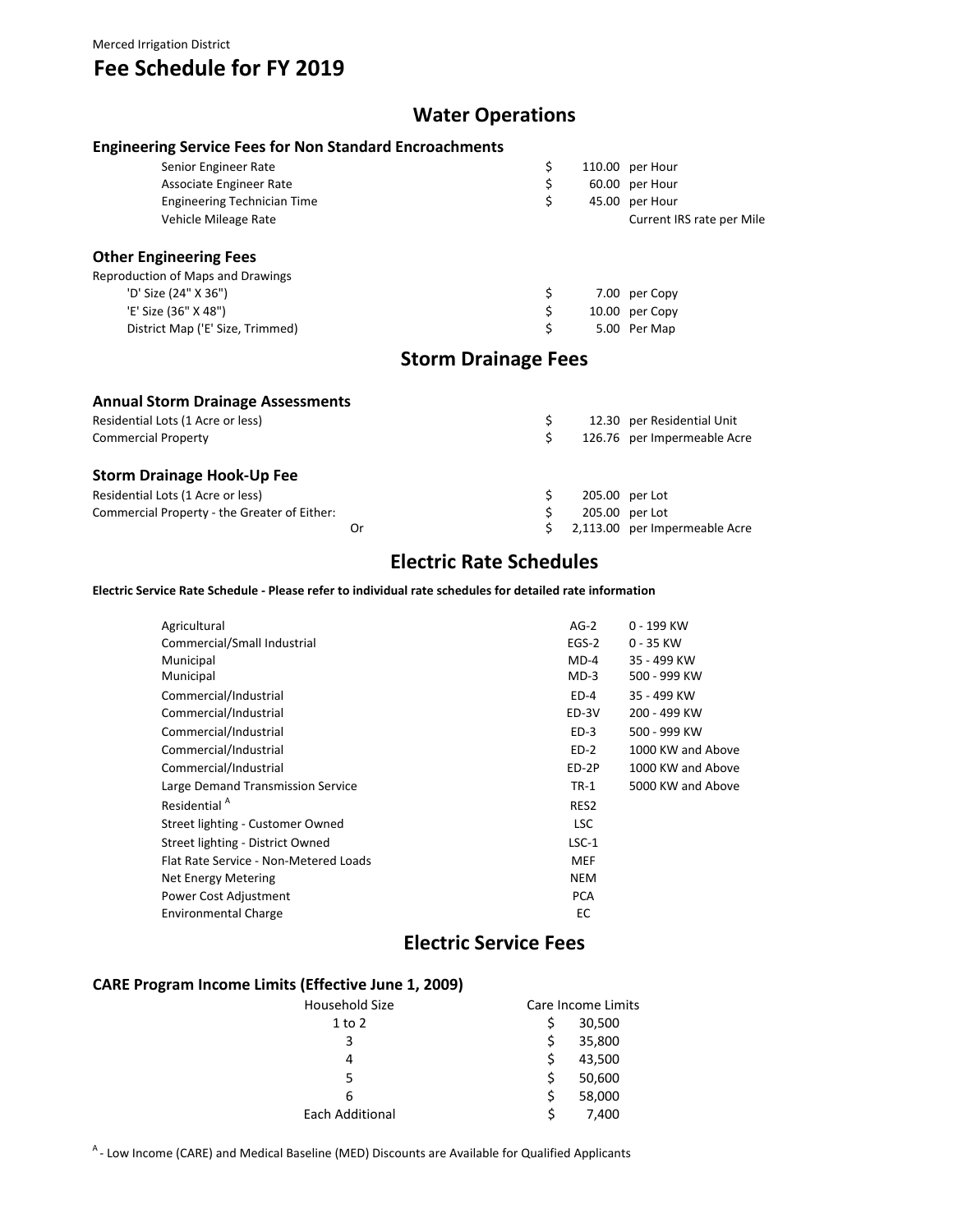Merced Irrigation District

# Fee Schedule for FY 2019

## Water Operations

### Engineering Service Fees for Non Standard Encroachments

| Item | Amount | Unit |
|---|---|---|
| Senior Engineer Rate | $ 110.00 | per Hour |
| Associate Engineer Rate | $ 60.00 | per Hour |
| Engineering Technician Time | $ 45.00 | per Hour |
| Vehicle Mileage Rate | | Current IRS rate per Mile |

### Other Engineering Fees

Reproduction of Maps and Drawings

| Item | Amount | Unit |
|---|---|---|
| 'D' Size (24" X 36") | $ 7.00 | per Copy |
| 'E' Size (36" X 48") | $ 10.00 | per Copy |
| District Map ('E' Size, Trimmed) | $ 5.00 | Per Map |

## Storm Drainage Fees

### Annual Storm Drainage Assessments

| Item | Amount | Unit |
|---|---|---|
| Residential Lots (1 Acre or less) | $ 12.30 | per Residential Unit |
| Commercial Property | $ 126.76 | per Impermeable Acre |

### Storm Drainage Hook-Up Fee

| Item | Amount | Unit |
|---|---|---|
| Residential Lots (1 Acre or less) | $ 205.00 | per Lot |
| Commercial Property - the Greater of Either: | $ 205.00 | per Lot |
| Or | $ 2,113.00 | per Impermeable Acre |

## Electric Rate Schedules

**Electric Service Rate Schedule - Please refer to individual rate schedules for detailed rate information**

| Service | Schedule | Range |
|---|---|---|
| Agricultural | AG-2 | 0 - 199 KW |
| Commercial/Small Industrial | EGS-2 | 0 - 35 KW |
| Municipal | MD-4 | 35 - 499 KW |
| Municipal | MD-3 | 500 - 999 KW |
| Commercial/Industrial | ED-4 | 35 - 499 KW |
| Commercial/Industrial | ED-3V | 200 - 499 KW |
| Commercial/Industrial | ED-3 | 500 - 999 KW |
| Commercial/Industrial | ED-2 | 1000 KW and Above |
| Commercial/Industrial | ED-2P | 1000 KW and Above |
| Large Demand Transmission Service | TR-1 | 5000 KW and Above |
| Residential [A] | RES2 | |
| Street lighting - Customer Owned | LSC | |
| Street lighting - District Owned | LSC-1 | |
| Flat Rate Service - Non-Metered Loads | MEF | |
| Net Energy Metering | NEM | |
| Power Cost Adjustment | PCA | |
| Environmental Charge | EC | |

## Electric Service Fees

### CARE Program Income Limits (Effective June 1, 2009)

| Household Size | Care Income Limits |
|---|---|
| 1 to 2 | $ 30,500 |
| 3 | $ 35,800 |
| 4 | $ 43,500 |
| 5 | $ 50,600 |
| 6 | $ 58,000 |
| Each Additional | $ 7,400 |

[A] - Low Income (CARE) and Medical Baseline (MED) Discounts are Available for Qualified Applicants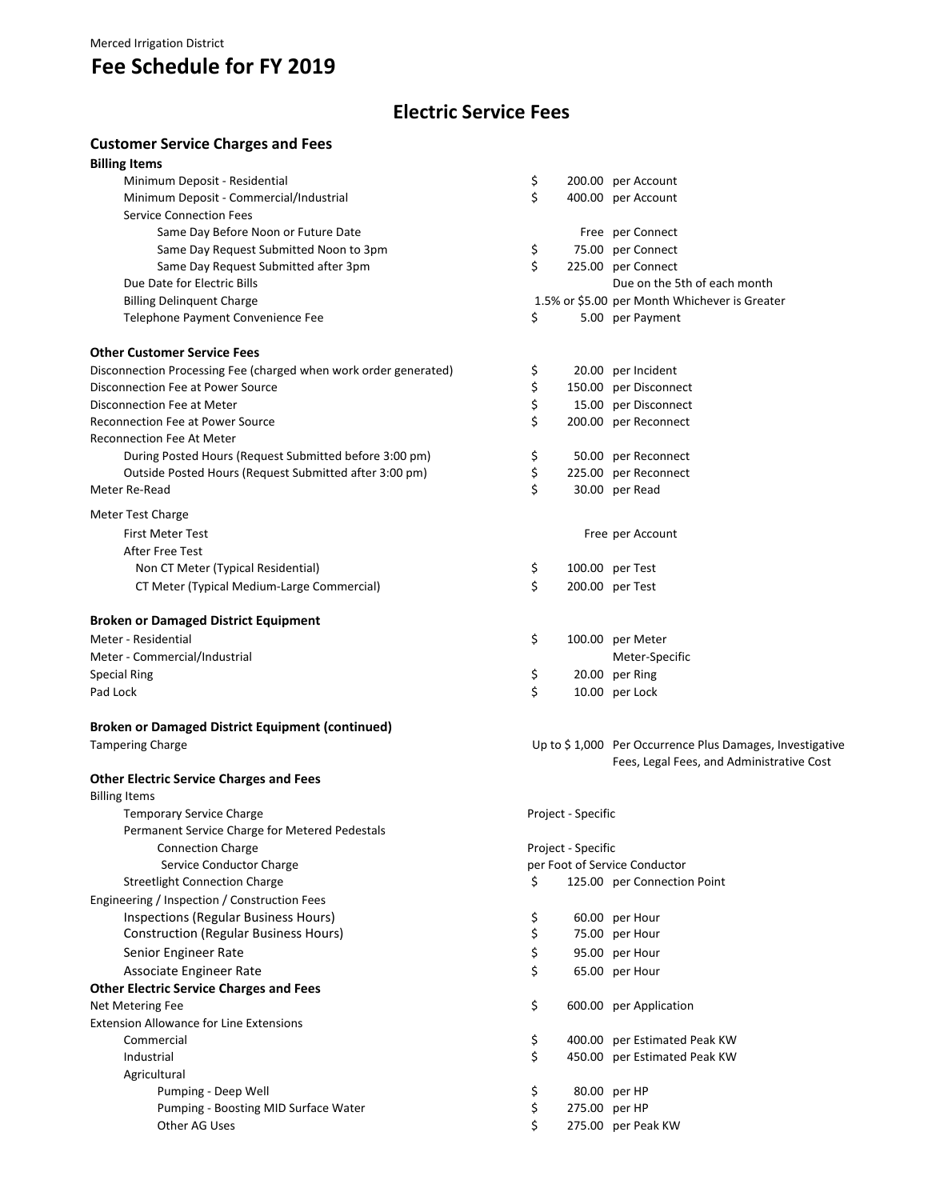Merced Irrigation District

# Fee Schedule for FY 2019

## Electric Service Fees

### Customer Service Charges and Fees

| Item | Amount | Unit |
|---|---|---|
| **Billing Items** | | |
| Minimum Deposit - Residential | $ 200.00 | per Account |
| Minimum Deposit - Commercial/Industrial | $ 400.00 | per Account |
| Service Connection Fees | | |
| Same Day Before Noon or Future Date | Free | per Connect |
| Same Day Request Submitted Noon to 3pm | $ 75.00 | per Connect |
| Same Day Request Submitted after 3pm | $ 225.00 | per Connect |
| Due Date for Electric Bills | | Due on the 5th of each month |
| Billing Delinquent Charge | 1.5% or $5.00 | per Month Whichever is Greater |
| Telephone Payment Convenience Fee | $ 5.00 | per Payment |
| **Other Customer Service Fees** | | |
| Disconnection Processing Fee (charged when work order generated) | $ 20.00 | per Incident |
| Disconnection Fee at Power Source | $ 150.00 | per Disconnect |
| Disconnection Fee at Meter | $ 15.00 | per Disconnect |
| Reconnection Fee at Power Source | $ 200.00 | per Reconnect |
| Reconnection Fee At Meter | | |
| During Posted Hours (Request Submitted before 3:00 pm) | $ 50.00 | per Reconnect |
| Outside Posted Hours (Request Submitted after 3:00 pm) | $ 225.00 | per Reconnect |
| Meter Re-Read | $ 30.00 | per Read |
| Meter Test Charge | | |
| First Meter Test | Free | per Account |
| After Free Test | | |
| Non CT Meter (Typical Residential) | $ 100.00 | per Test |
| CT Meter (Typical Medium-Large Commercial) | $ 200.00 | per Test |
| **Broken or Damaged District Equipment** | | |
| Meter - Residential | $ 100.00 | per Meter |
| Meter - Commercial/Industrial | | Meter-Specific |
| Special Ring | $ 20.00 | per Ring |
| Pad Lock | $ 10.00 | per Lock |
| **Broken or Damaged District Equipment (continued)** | | |
| Tampering Charge | Up to $ 1,000 | Per Occurrence Plus Damages, Investigative Fees, Legal Fees, and Administrative Cost |
| **Other Electric Service Charges and Fees** | | |
| Billing Items | | |
| Temporary Service Charge | Project - Specific | |
| Permanent Service Charge for Metered Pedestals | | |
| Connection Charge | Project - Specific | |
| Service Conductor Charge | per Foot of Service Conductor | |
| Streetlight Connection Charge | $ 125.00 | per Connection Point |
| Engineering / Inspection / Construction Fees | | |
| Inspections (Regular Business Hours) | $ 60.00 | per Hour |
| Construction (Regular Business Hours) | $ 75.00 | per Hour |
| Senior Engineer Rate | $ 95.00 | per Hour |
| Associate Engineer Rate | $ 65.00 | per Hour |
| **Other Electric Service Charges and Fees** | | |
| Net Metering Fee | $ 600.00 | per Application |
| Extension Allowance for Line Extensions | | |
| Commercial | $ 400.00 | per Estimated Peak KW |
| Industrial | $ 450.00 | per Estimated Peak KW |
| Agricultural | | |
| Pumping - Deep Well | $ 80.00 | per HP |
| Pumping - Boosting MID Surface Water | $ 275.00 | per HP |
| Other AG Uses | $ 275.00 | per Peak KW |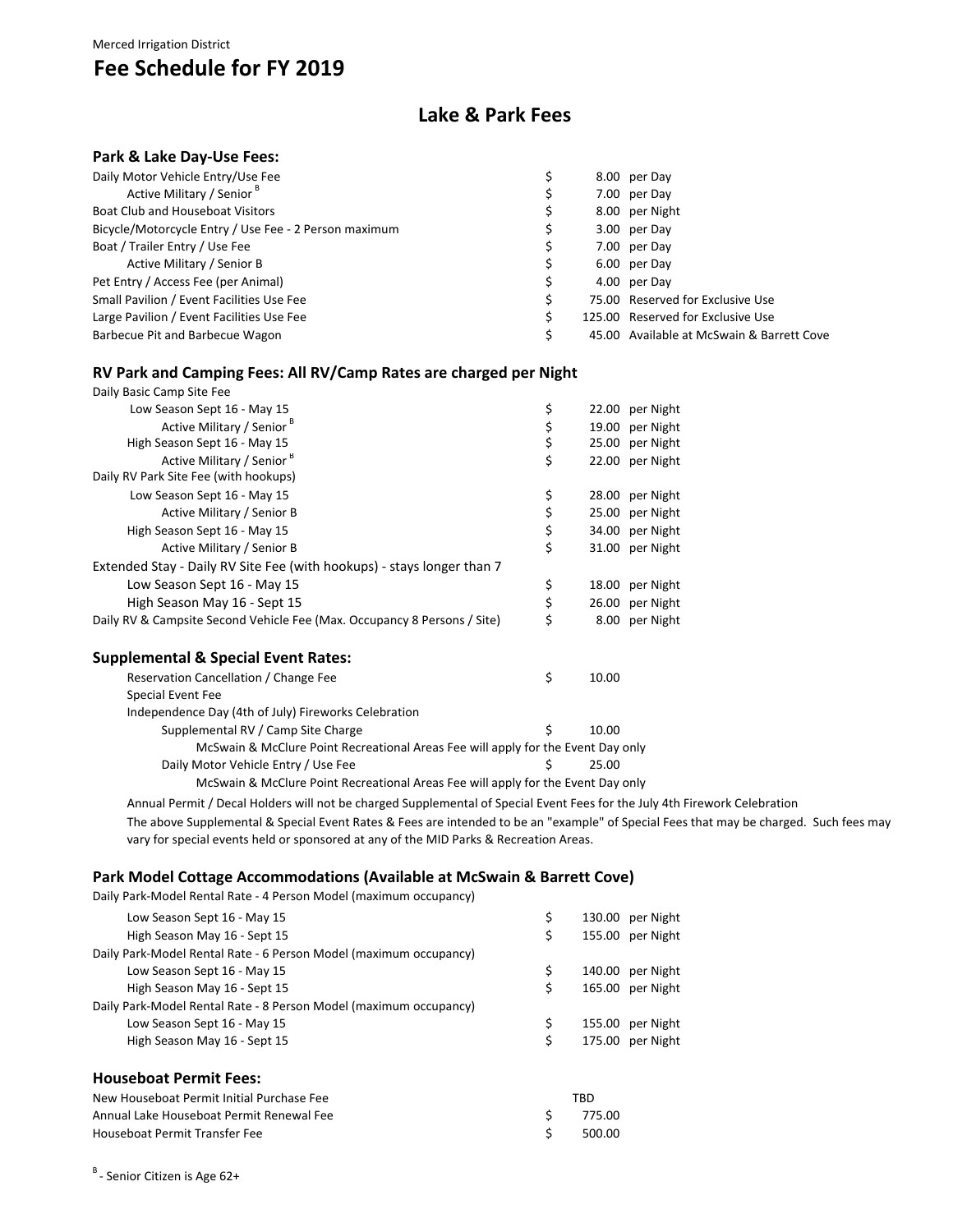Merced Irrigation District

# Fee Schedule for FY 2019

## Lake & Park Fees

### Park & Lake Day-Use Fees:

| Fee | | Amount | Unit |
|---|---|---|---|
| Daily Motor Vehicle Entry/Use Fee | $ | 8.00 | per Day |
| Active Military / Senior [B] | $ | 7.00 | per Day |
| Boat Club and Houseboat Visitors | $ | 8.00 | per Night |
| Bicycle/Motorcycle Entry / Use Fee - 2 Person maximum | $ | 3.00 | per Day |
| Boat / Trailer Entry / Use Fee | $ | 7.00 | per Day |
| Active Military / Senior B | $ | 6.00 | per Day |
| Pet Entry / Access Fee (per Animal) | $ | 4.00 | per Day |
| Small Pavilion / Event Facilities Use Fee | $ | 75.00 | Reserved for Exclusive Use |
| Large Pavilion / Event Facilities Use Fee | $ | 125.00 | Reserved for Exclusive Use |
| Barbecue Pit and Barbecue Wagon | $ | 45.00 | Available at McSwain & Barrett Cove |

### RV Park and Camping Fees: All RV/Camp Rates are charged per Night

| Fee | | Amount | Unit |
|---|---|---|---|
| Daily Basic Camp Site Fee | | | |
| Low Season Sept 16 - May 15 | $ | 22.00 | per Night |
| Active Military / Senior [B] | $ | 19.00 | per Night |
| High Season Sept 16 - May 15 | $ | 25.00 | per Night |
| Active Military / Senior [B] | $ | 22.00 | per Night |
| Daily RV Park Site Fee (with hookups) | | | |
| Low Season Sept 16 - May 15 | $ | 28.00 | per Night |
| Active Military / Senior B | $ | 25.00 | per Night |
| High Season Sept 16 - May 15 | $ | 34.00 | per Night |
| Active Military / Senior B | $ | 31.00 | per Night |
| Extended Stay - Daily RV Site Fee (with hookups) - stays longer than 7 | | | |
| Low Season Sept 16 - May 15 | $ | 18.00 | per Night |
| High Season May 16 - Sept 15 | $ | 26.00 | per Night |
| Daily RV & Campsite Second Vehicle Fee (Max. Occupancy 8 Persons / Site) | $ | 8.00 | per Night |

### Supplemental & Special Event Rates:

| Fee | | Amount |
|---|---|---|
| Reservation Cancellation / Change Fee | $ | 10.00 |
| Special Event Fee | | |
| Independence Day (4th of July) Fireworks Celebration | | |
| Supplemental RV / Camp Site Charge | $ | 10.00 |
| McSwain & McClure Point Recreational Areas Fee will apply for the Event Day only | | |
| Daily Motor Vehicle Entry / Use Fee | $ | 25.00 |
| McSwain & McClure Point Recreational Areas Fee will apply for the Event Day only | | |

Annual Permit / Decal Holders will not be charged Supplemental of Special Event Fees for the July 4th Firework Celebration

The above Supplemental & Special Event Rates & Fees are intended to be an "example" of Special Fees that may be charged. Such fees may vary for special events held or sponsored at any of the MID Parks & Recreation Areas.

### Park Model Cottage Accommodations (Available at McSwain & Barrett Cove)

| Fee | | Amount | Unit |
|---|---|---|---|
| Daily Park-Model Rental Rate - 4 Person Model (maximum occupancy) | | | |
| Low Season Sept 16 - May 15 | $ | 130.00 | per Night |
| High Season May 16 - Sept 15 | $ | 155.00 | per Night |
| Daily Park-Model Rental Rate - 6 Person Model (maximum occupancy) | | | |
| Low Season Sept 16 - May 15 | $ | 140.00 | per Night |
| High Season May 16 - Sept 15 | $ | 165.00 | per Night |
| Daily Park-Model Rental Rate - 8 Person Model (maximum occupancy) | | | |
| Low Season Sept 16 - May 15 | $ | 155.00 | per Night |
| High Season May 16 - Sept 15 | $ | 175.00 | per Night |

### Houseboat Permit Fees:

| Fee | | Amount |
|---|---|---|
| New Houseboat Permit Initial Purchase Fee | | TBD |
| Annual Lake Houseboat Permit Renewal Fee | $ | 775.00 |
| Houseboat Permit Transfer Fee | $ | 500.00 |

[B] - Senior Citizen is Age 62+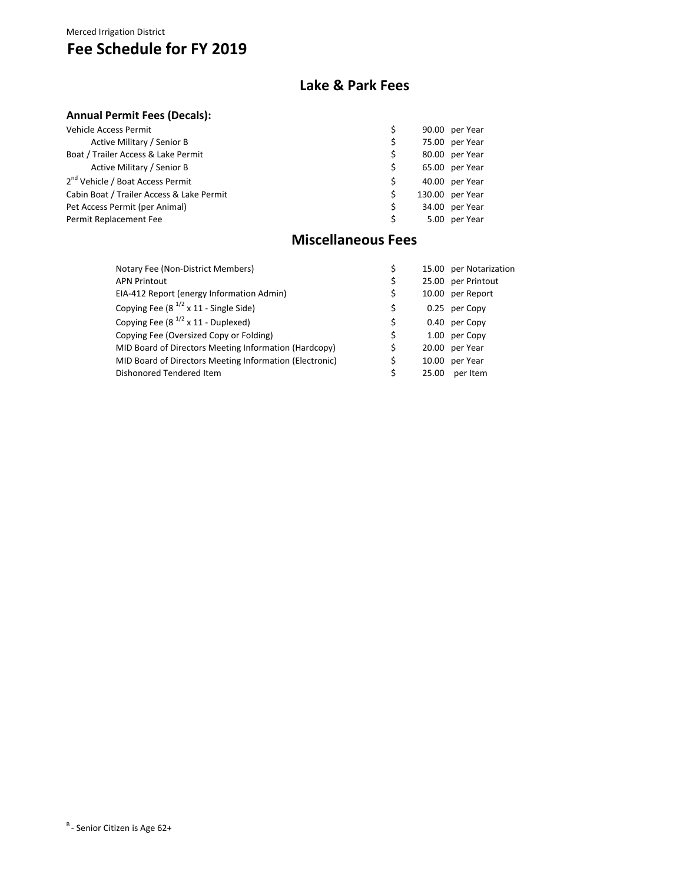Merced Irrigation District

# Fee Schedule for FY 2019

## Lake & Park Fees

### Annual Permit Fees (Decals):

| | | | |
|---|---|---|---|
| Vehicle Access Permit | $ | 90.00 | per Year |
| Active Military / Senior B | $ | 75.00 | per Year |
| Boat / Trailer Access & Lake Permit | $ | 80.00 | per Year |
| Active Military / Senior B | $ | 65.00 | per Year |
| 2nd Vehicle / Boat Access Permit | $ | 40.00 | per Year |
| Cabin Boat / Trailer Access & Lake Permit | $ | 130.00 | per Year |
| Pet Access Permit (per Animal) | $ | 34.00 | per Year |
| Permit Replacement Fee | $ | 5.00 | per Year |

## Miscellaneous Fees

| | | | |
|---|---|---|---|
| Notary Fee (Non-District Members) | $ | 15.00 | per Notarization |
| APN Printout | $ | 25.00 | per Printout |
| EIA-412 Report (energy Information Admin) | $ | 10.00 | per Report |
| Copying Fee (8 1/2 x 11 - Single Side) | $ | 0.25 | per Copy |
| Copying Fee (8 1/2 x 11 - Duplexed) | $ | 0.40 | per Copy |
| Copying Fee (Oversized Copy or Folding) | $ | 1.00 | per Copy |
| MID Board of Directors Meeting Information (Hardcopy) | $ | 20.00 | per Year |
| MID Board of Directors Meeting Information (Electronic) | $ | 10.00 | per Year |
| Dishonored Tendered Item | $ | 25.00 | per Item |

B - Senior Citizen is Age 62+